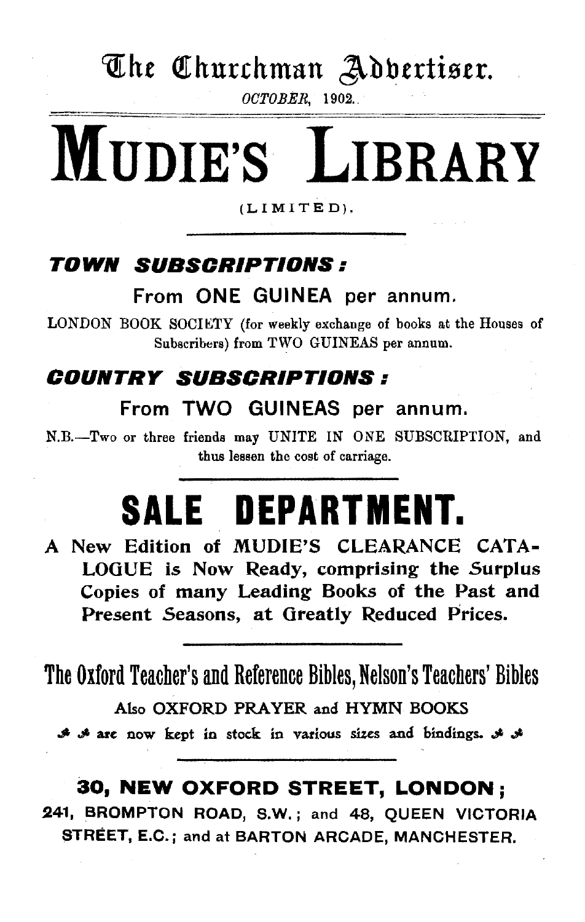# The Churchman Advertiser.

*OCTOBER*, 1902.

# MUDIE'S LIBRARY

(LIMITED).

## *TOWN SUBSCRIPTIONS:*

### From ONE GUINEA per annum.

LONDON BOOK SOCIETY (for weekly exchange of books at the Houses of Subscribers) from TWO GUINEAS per annum.

## *COUNTRY SUBSCRIPTIONS:*

### From TWO GUINEAS per annum.

N.B.—Two or three friends may UNITE IN ONE SUBSCRIPTION, and thus lessen the cost of carriage.

# SALE DEPARTMENT.

**A New Edition of MUDIE'S CLEARANCE CATALOGUE is Now Ready, comprising the Surplus Copies of many Leading Books of the Past and Present Seasons, at Greatly Reduced Prices.**

## The Oxford Teacher's and Reference Bibles, Nelson's Teachers' Bibles

Also OXFORD PRAYER and HYMN BOOKS

are now kept in stock in various sizes and bindings.

**30, NEW OXFORD STREET, LONDON;**
**241, BROMPTON ROAD, S.W.; and 48, QUEEN VICTORIA STREET, E.C.; and at BARTON ARCADE, MANCHESTER.**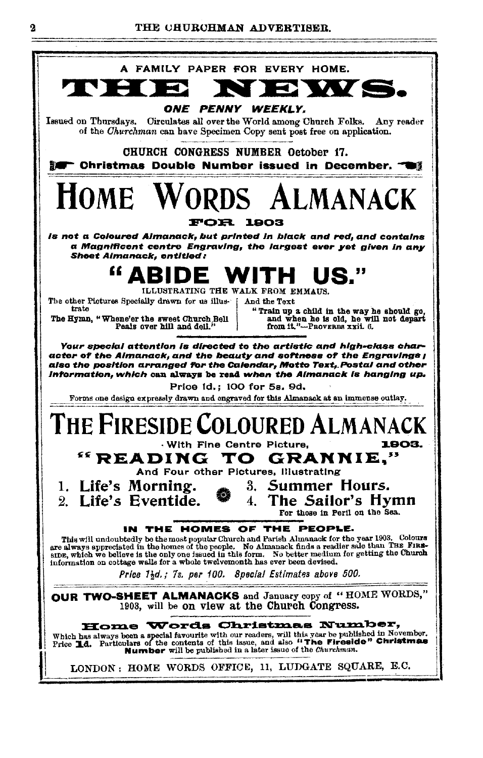A FAMILY PAPER FOR EVERY HOME.

# THE NEWS.

***ONE PENNY WEEKLY.***

Issued on Thursdays. Circulates all over the World among Church Folks. Any reader of the *Churchman* can have Specimen Copy sent post free on application.

CHURCH CONGRESS NUMBER October 17.

**☞ Christmas Double Number issued in December. ☜**

# HOME WORDS ALMANACK

**FOR 1903**

***Is not a Coloured Almanack, but printed in black and red, and contains a Magnificent centre Engraving, the largest ever yet given in any Sheet Almanack, entitled:***

## "ABIDE WITH US."

ILLUSTRATING THE WALK FROM EMMAUS.

The other Pictures Specially drawn for us illustrate

The Hymn, "Whene'er the sweet Church Bell Peals over hill and dell."

And the Text

"Train up a child in the way he should go, and when he is old, he will not depart from it."—PROVERBS xxii. 6.

***Your special attention is directed to the artistic and high-class character of the Almanack, and the beauty and softness of the Engravings; also the position arranged for the Calendar, Motto Text, Postal and other Information, which*** can always be read ***when the Almanack is hanging up.***

Price 1d.; 100 for 5s. 9d.

Forms one design expressly drawn and engraved for this Almanack at an immense outlay.

# THE FIRESIDE COLOURED ALMANACK

With Fine Centre Picture, **1903.**

## "READING TO GRANNIE,"

And Four other Pictures, Illustrating

1. **Life's Morning.**
2. **Life's Eventide.**
3. **Summer Hours.**
4. **The Sailor's Hymn**
   For those in Peril on the Sea.

**IN THE HOMES OF THE PEOPLE.**

This will undoubtedly be the most popular Church and Parish Almanack for the year 1903. Colours are always appreciated in the homes of the people. No Almanack finds a readier sale than THE FIRESIDE, which we believe is the only one issued in this form. No better medium for getting the Church information on cottage walls for a whole twelvemonth has ever been devised.

*Price 1½d.; 7s. per 100. Special Estimates above 500.*

**OUR TWO-SHEET ALMANACKS** and January copy of "HOME WORDS," 1903, will be **on view at the Church Congress.**

**Home Words Christmas Number,**

Which has always been a special favourite with our readers, will this year be published in November. Price **1d.** Particulars of the contents of this issue, and also **"The Fireside" Christmas Number** will be published in a later issue of the *Churchman.*

LONDON: HOME WORDS OFFICE, 11, LUDGATE SQUARE, E.C.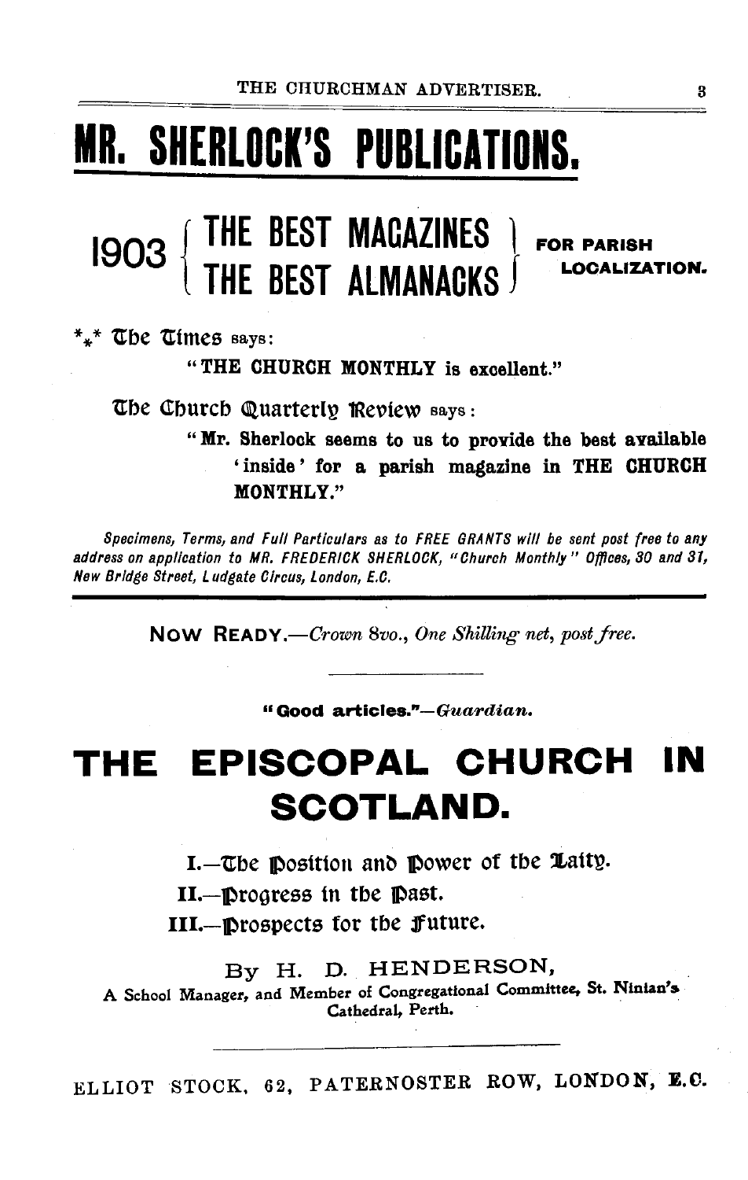# MR. SHERLOCK'S PUBLICATIONS.

## 1903 { THE BEST MAGAZINES / THE BEST ALMANACKS } FOR PARISH LOCALIZATION.

*** The Times says:

"THE CHURCH MONTHLY is excellent."

The Church Quarterly Review says:

"Mr. Sherlock seems to us to provide the best available 'inside' for a parish magazine in THE CHURCH MONTHLY."

*Specimens, Terms, and Full Particulars as to FREE GRANTS will be sent post free to any address on application to MR. FREDERICK SHERLOCK, "Church Monthly" Offices, 30 and 31, New Bridge Street, Ludgate Circus, London, E.C.*

---

NOW READY.—*Crown 8vo., One Shilling net, post free.*

**"Good articles."**—*Guardian.*

# THE EPISCOPAL CHURCH IN SCOTLAND.

I.—The Position and Power of the Laity.

II.—Progress in the Past.

III.—Prospects for the Future.

By H. D. HENDERSON,

A School Manager, and Member of Congregational Committee, St. Ninian's Cathedral, Perth.

ELLIOT STOCK, 62, PATERNOSTER ROW, LONDON, E.C.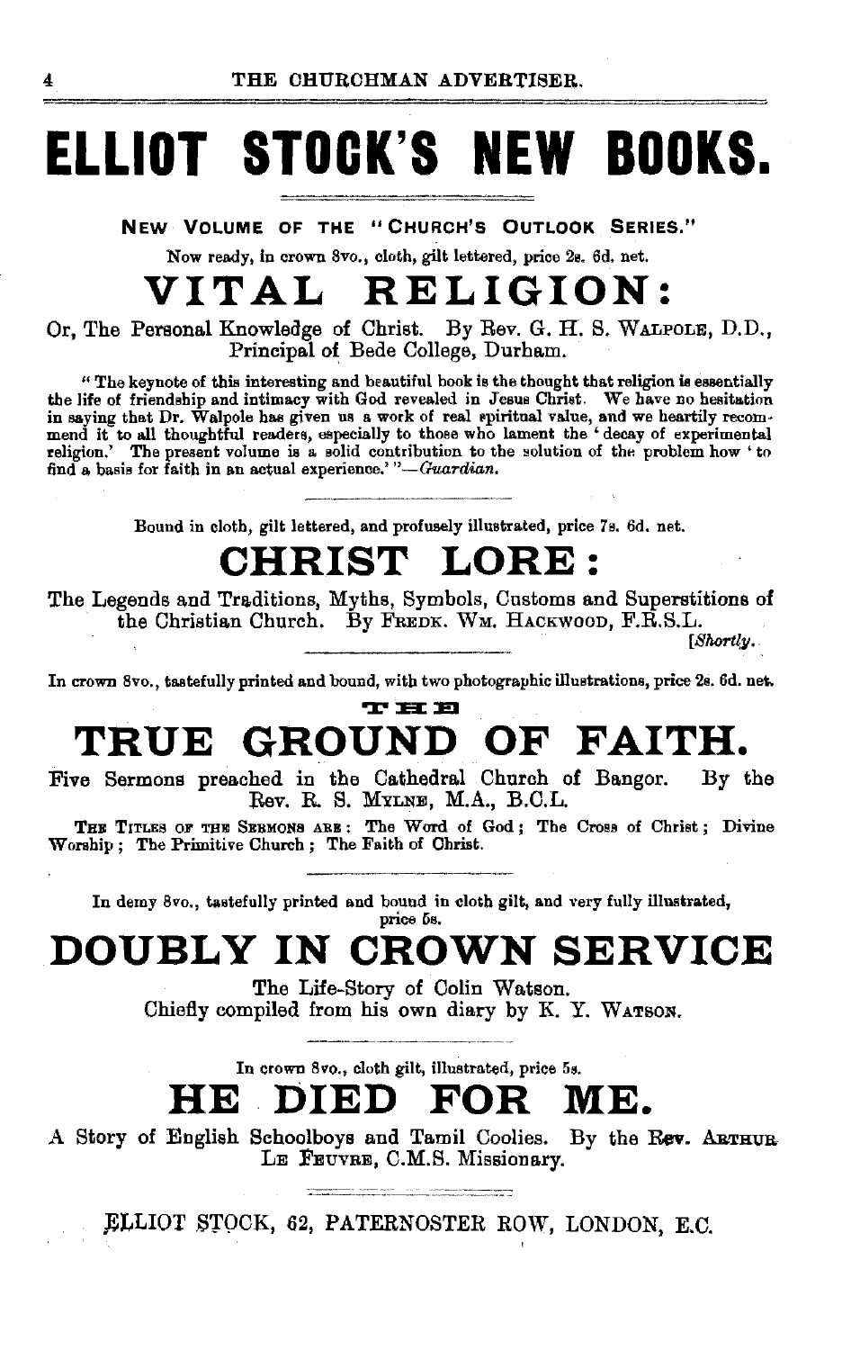# ELLIOT STOCK'S NEW BOOKS.

NEW VOLUME OF THE "CHURCH'S OUTLOOK SERIES."

Now ready, in crown 8vo., cloth, gilt lettered, price 2s. 6d. net.

## VITAL RELIGION:

Or, The Personal Knowledge of Christ. By Rev. G. H. S. WALPOLE, D.D., Principal of Bede College, Durham.

"The keynote of this interesting and beautiful book is the thought that religion is essentially the life of friendship and intimacy with God revealed in Jesus Christ. We have no hesitation in saying that Dr. Walpole has given us a work of real spiritual value, and we heartily recommend it to all thoughtful readers, especially to those who lament the 'decay of experimental religion.' The present volume is a solid contribution to the solution of the problem how 'to find a basis for faith in an actual experience.'"—*Guardian*.

---

Bound in cloth, gilt lettered, and profusely illustrated, price 7s. 6d. net.

## CHRIST LORE:

The Legends and Traditions, Myths, Symbols, Customs and Superstitions of the Christian Church. By FREDK. WM. HACKWOOD, F.R.S.L.

[*Shortly.*

---

In crown 8vo., tastefully printed and bound, with two photographic illustrations, price 2s. 6d. net.

## THE TRUE GROUND OF FAITH.

Five Sermons preached in the Cathedral Church of Bangor. By the Rev. R. S. MYLNE, M.A., B.C.L.

THE TITLES OF THE SERMONS ARE: The Word of God; The Cross of Christ; Divine Worship; The Primitive Church; The Faith of Christ.

---

In demy 8vo., tastefully printed and bound in cloth gilt, and very fully illustrated, price 6s.

## DOUBLY IN CROWN SERVICE

The Life-Story of Colin Watson.
Chiefly compiled from his own diary by K. Y. WATSON.

---

In crown 8vo., cloth gilt, illustrated, price 5s.

## HE DIED FOR ME.

A Story of English Schoolboys and Tamil Coolies. By the Rev. ARTHUR LE FEUVRE, C.M.S. Missionary.

---

ELLIOT STOCK, 62, PATERNOSTER ROW, LONDON, E.C.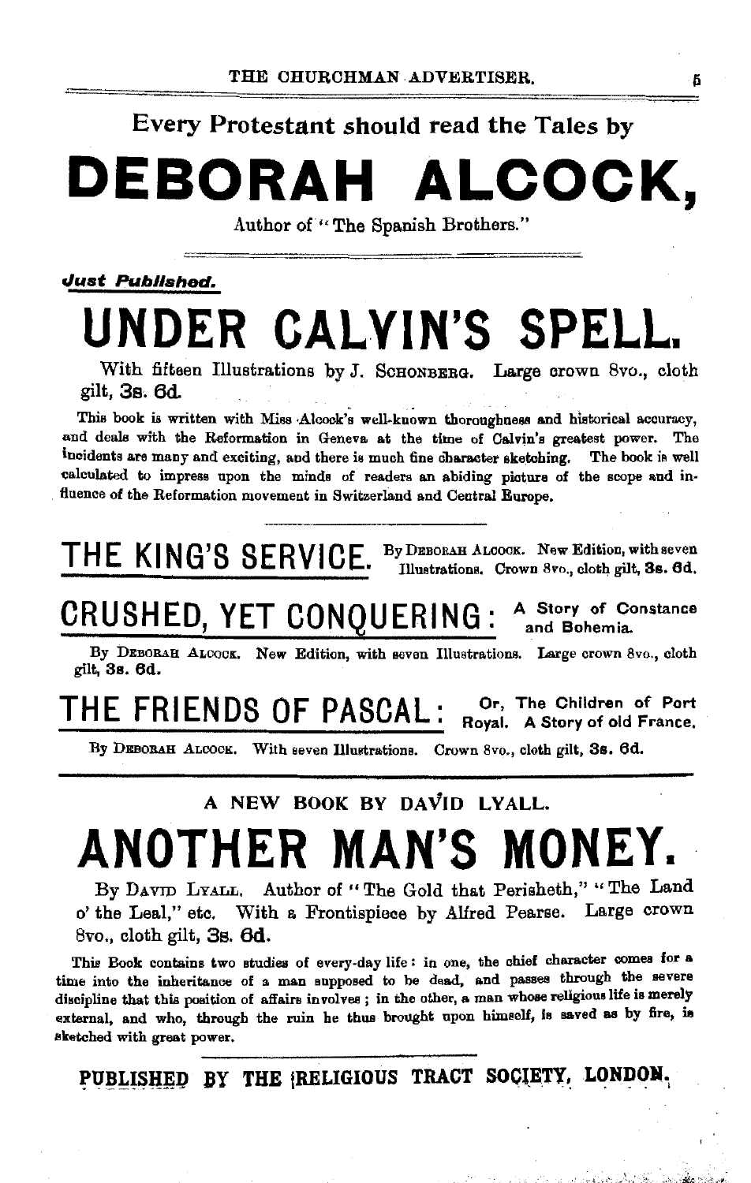Every Protestant should read the Tales by

# DEBORAH ALCOCK,

Author of "The Spanish Brothers."

***Just Published.***

# UNDER CALVIN'S SPELL.

With fifteen Illustrations by J. SCHONBERG. Large crown 8vo., cloth gilt, **3s. 6d.**

This book is written with Miss Alcock's well-known thoroughness and historical accuracy, and deals with the Reformation in Geneva at the time of Calvin's greatest power. The incidents are many and exciting, and there is much fine character sketching. The book is well calculated to impress upon the minds of readers an abiding picture of the scope and influence of the Reformation movement in Switzerland and Central Europe.

## THE KING'S SERVICE.

By DEBORAH ALCOCK. New Edition, with seven Illustrations. Crown 8vo., cloth gilt, **3s. 6d.**

## CRUSHED, YET CONQUERING: A Story of Constance and Bohemia.

By DEBORAH ALCOCK. New Edition, with seven Illustrations. Large crown 8vo., cloth gilt, **3s. 6d.**

## THE FRIENDS OF PASCAL: Or, The Children of Port Royal. A Story of old France.

By DEBORAH ALCOCK. With seven Illustrations. Crown 8vo., cloth gilt, **3s. 6d.**

---

A NEW BOOK BY DAVID LYALL.

# ANOTHER MAN'S MONEY.

By DAVID LYALL, Author of "The Gold that Perisheth," "The Land o' the Leal," etc. With a Frontispiece by Alfred Pearse. Large crown 8vo., cloth gilt, **3s. 6d.**

This Book contains two studies of every-day life: in one, the chief character comes for a time into the inheritance of a man supposed to be dead, and passes through the severe discipline that this position of affairs involves; in the other, a man whose religious life is merely external, and who, through the ruin he thus brought upon himself, is saved as by fire, is sketched with great power.

**PUBLISHED BY THE RELIGIOUS TRACT SOCIETY, LONDON.**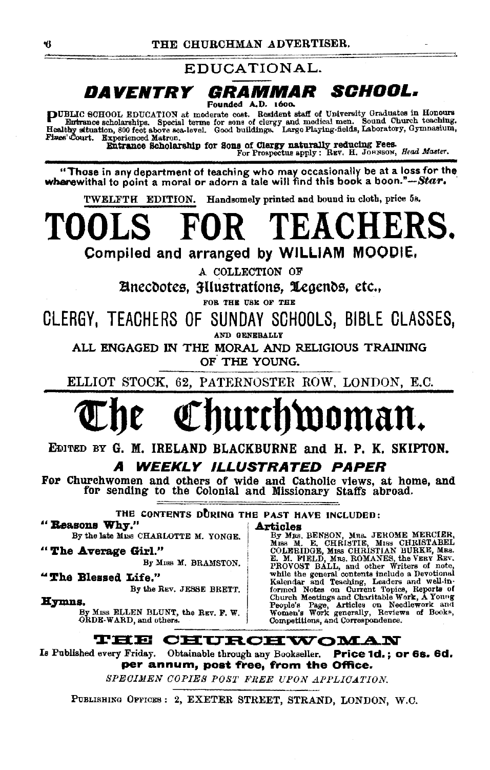## EDUCATIONAL.

# DAVENTRY GRAMMAR SCHOOL.

Founded A.D. 1600.

PUBLIC SCHOOL EDUCATION at moderate cost. Resident staff of University Graduates in Honours Entrance scholarships. Special terms for sons of clergy and medical men. Sound Church teaching. Healthy situation, 800 feet above sea-level. Good buildings. Large Playing-fields, Laboratory, Gymnasium, Fives' Court. Experienced Matron.

**Entrance Scholarship for Sons of Clergy naturally reducing Fees.**

For Prospectus apply: REV. H. JOHNSON, *Head Master*.

---

"Those in any department of teaching who may occasionally be at a loss for the wherewithal to point a moral or adorn a tale will find this book a boon."—*Star.*

TWELFTH EDITION. Handsomely printed and bound in cloth, price 5s.

# TOOLS FOR TEACHERS.

**Compiled and arranged by WILLIAM MOODIE,**

A COLLECTION OF

**Anecdotes, Illustrations, Legends, etc.,**

FOR THE USE OF THE

## CLERGY, TEACHERS OF SUNDAY SCHOOLS, BIBLE CLASSES,

AND GENERALLY

ALL ENGAGED IN THE MORAL AND RELIGIOUS TRAINING OF THE YOUNG.

ELLIOT STOCK, 62, PATERNOSTER ROW, LONDON, E.C.

---

# The Churchwoman.

**EDITED BY G. M. IRELAND BLACKBURNE and H. P. K. SKIPTON.**

## *A WEEKLY ILLUSTRATED PAPER*

**For Churchwomen and others of wide and Catholic views, at home, and for sending to the Colonial and Missionary Staffs abroad.**

THE CONTENTS DURING THE PAST HAVE INCLUDED:

**"Reasons Why."**
By the late MISS CHARLOTTE M. YONGE.

**"The Average Girl."**
By MISS M. BRAMSTON.

**"The Blessed Life."**
By the REV. JESSE BRETT.

**Hymns.**
By MISS ELLEN BLUNT, the REV. F. W. ORDE-WARD, and others.

**Articles**
By MRS. BENSON, MRS. JEROME MERCIER, MISS M. E. CHRISTIE, MISS CHRISTABEL COLERIDGE, MISS CHRISTIAN BURKE, MRS. E. M. FIELD, MRS. ROMANES, the VERY REV. PROVOST BALL, and other Writers of note, while the general contents include a Devotional Kalendar and Teaching, Leaders and well-informed Notes on Current Topics, Reports of Church Meetings and Charitable Work, A Young People's Page, Articles on Needlework and Women's Work generally, Reviews of Books, Competitions, and Correspondence.

**THE CHURCHWOMAN**

Is Published every Friday. Obtainable through any Bookseller. **Price 1d.; or 6s. 6d. per annum, post free, from the Office.**

*SPECIMEN COPIES POST FREE UPON APPLICATION.*

PUBLISHING OFFICES: 2, EXETER STREET, STRAND, LONDON, W.C.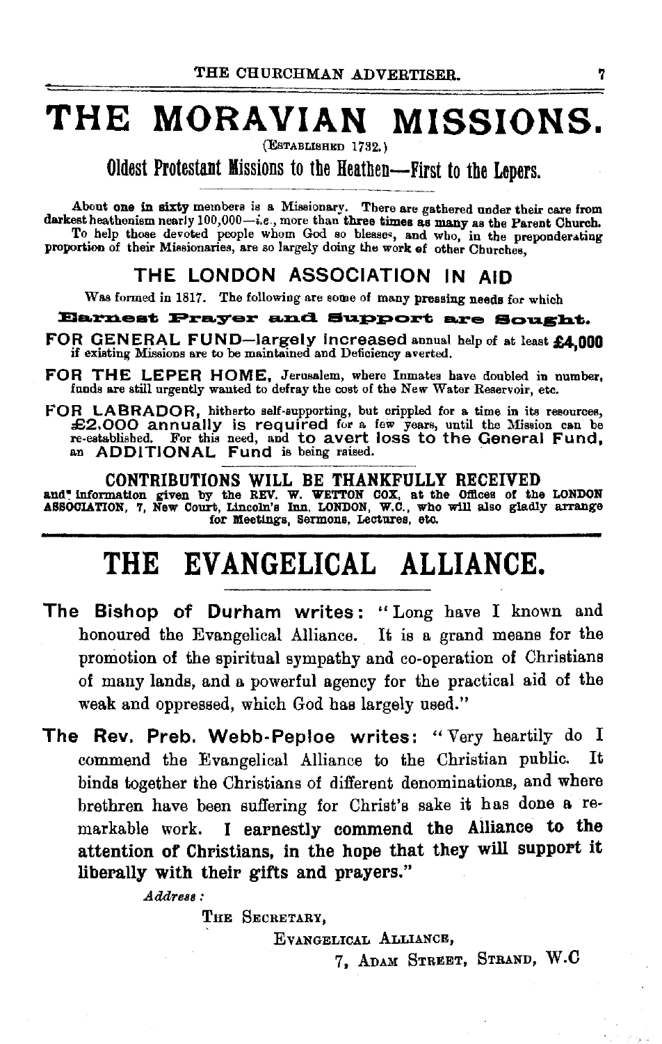# THE MORAVIAN MISSIONS.

(ESTABLISHED 1732.)

## Oldest Protestant Missions to the Heathen—First to the Lepers.

About **one in sixty** members is a Missionary. There are gathered under their care from darkest heathenism nearly 100,000—*i.e.*, more than **three times as many** as the Parent Church.
To help those devoted people whom God so blesses, and who, in the preponderating proportion of their Missionaries, are so largely doing the work of other Churches,

### THE LONDON ASSOCIATION IN AID

Was formed in 1817. The following are some of many pressing needs for which

**Earnest Prayer and Support are Sought.**

**FOR GENERAL FUND**—largely increased annual help of at least **£4,000** if existing Missions are to be maintained and Deficiency averted.

**FOR THE LEPER HOME**, Jerusalem, where Inmates have doubled in number, funds are still urgently wanted to defray the cost of the New Water Reservoir, etc.

**FOR LABRADOR**, hitherto self-supporting, but crippled for a time in its resources, **£2,000 annually is required** for a few years, until the Mission can be re-established. For this need, and **to avert loss to the General Fund**, an **ADDITIONAL Fund** is being raised.

**CONTRIBUTIONS WILL BE THANKFULLY RECEIVED**

and information given by the REV. W. WETTON COX, at the Offices of the LONDON ASSOCIATION, 7, New Court, Lincoln's Inn, LONDON, W.C., who will also gladly arrange for Meetings, Sermons, Lectures, etc.

---

# THE EVANGELICAL ALLIANCE.

**The Bishop of Durham writes:** "Long have I known and honoured the Evangelical Alliance. It is a grand means for the promotion of the spiritual sympathy and co-operation of Christians of many lands, and a powerful agency for the practical aid of the weak and oppressed, which God has largely used."

**The Rev. Preb. Webb-Peploe writes:** "Very heartily do I commend the Evangelical Alliance to the Christian public. It binds together the Christians of different denominations, and where brethren have been suffering for Christ's sake it has done a remarkable work. **I earnestly commend the Alliance to the attention of Christians, in the hope that they will support it liberally with their gifts and prayers.**"

*Address:*

THE SECRETARY,
EVANGELICAL ALLIANCE,
7, ADAM STREET, STRAND, W.C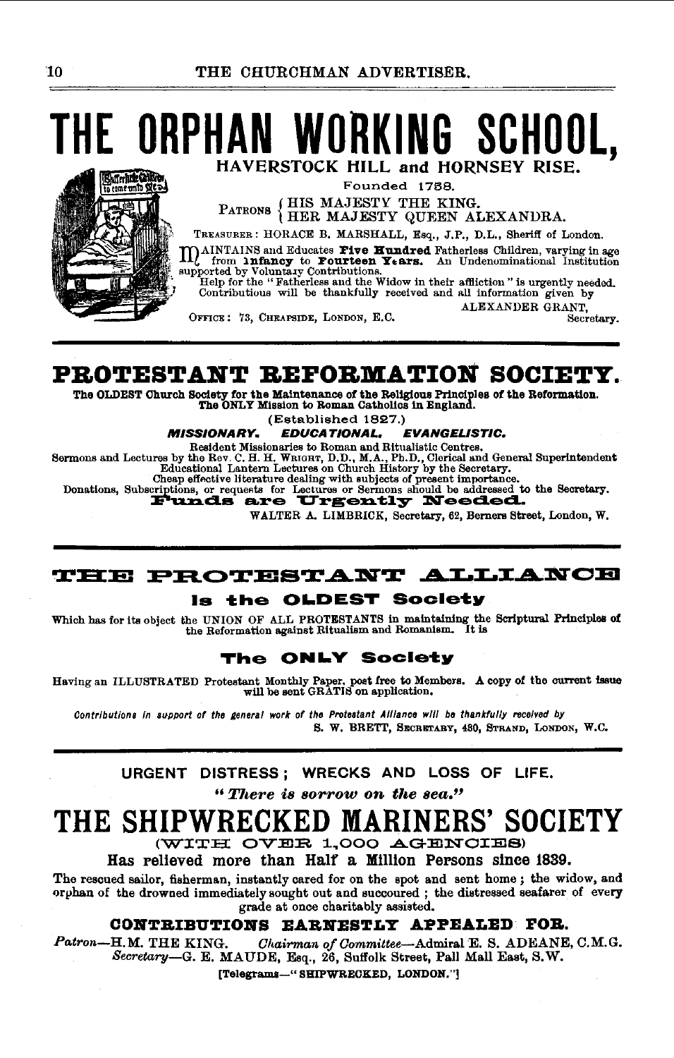# THE ORPHAN WORKING SCHOOL,

## HAVERSTOCK HILL and HORNSEY RISE.

Founded 1758.

PATRONS { HIS MAJESTY THE KING. HER MAJESTY QUEEN ALEXANDRA.

TREASURER: HORACE B. MARSHALL, Esq., J.P., D.L., Sheriff of London.

MAINTAINS and Educates **Five Hundred** Fatherless Children, varying in age from **Infancy** to **Fourteen Years.** An Undenominational Institution supported by Voluntary Contributions.

Help for the "Fatherless and the Widow in their affliction" is urgently needed. Contributions will be thankfully received and all information given by

ALEXANDER GRANT, Secretary.

OFFICE: 73, CHEAPSIDE, LONDON, E.C.

---

# PROTESTANT REFORMATION SOCIETY.

**The OLDEST Church Society for the Maintenance of the Religious Principles of the Reformation. The ONLY Mission to Roman Catholics in England.**

(Established 1827.)

***MISSIONARY. EDUCATIONAL. EVANGELISTIC.***

Resident Missionaries to Roman and Ritualistic Centres.
Sermons and Lectures by the Rev. C. H. H. WRIGHT, D.D., M.A., Ph.D., Clerical and General Superintendent
Educational Lantern Lectures on Church History by the Secretary.
Cheap effective literature dealing with subjects of present importance.
Donations, Subscriptions, or requests for Lectures or Sermons should be addressed to the Secretary.

**Funds are Urgently Needed.**

WALTER A. LIMBRICK, Secretary, 62, Berners Street, London, W.

---

# THE PROTESTANT ALLIANCE

## Is the OLDEST Society

Which has for its object the UNION OF ALL PROTESTANTS in maintaining the Scriptural Principles of the Reformation against Ritualism and Romanism. It is

## The ONLY Society

Having an ILLUSTRATED Protestant Monthly Paper, post free to Members. A copy of the current issue will be sent GRATIS on application.

*Contributions in support of the general work of the Protestant Alliance will be thankfully received by*

S. W. BRETT, SECRETARY, 430, STRAND, LONDON, W.C.

---

URGENT DISTRESS; WRECKS AND LOSS OF LIFE.

***"There is sorrow on the sea."***

# THE SHIPWRECKED MARINERS' SOCIETY

(WITH OVER 1,000 AGENCIES)

**Has relieved more than Half a Million Persons since 1839.**

The rescued sailor, fisherman, instantly cared for on the spot and sent home; the widow, and orphan of the drowned immediately sought out and succoured; the distressed seafarer of every grade at once charitably assisted.

**CONTRIBUTIONS EARNESTLY APPEALED FOR.**

*Patron*—H.M. THE KING. *Chairman of Committee*—Admiral E. S. ADEANE, C.M.G.
*Secretary*—G. E. MAUDE, Esq., 26, Suffolk Street, Pall Mall East, S.W.

[Telegrams—"SHIPWRECKED, LONDON."]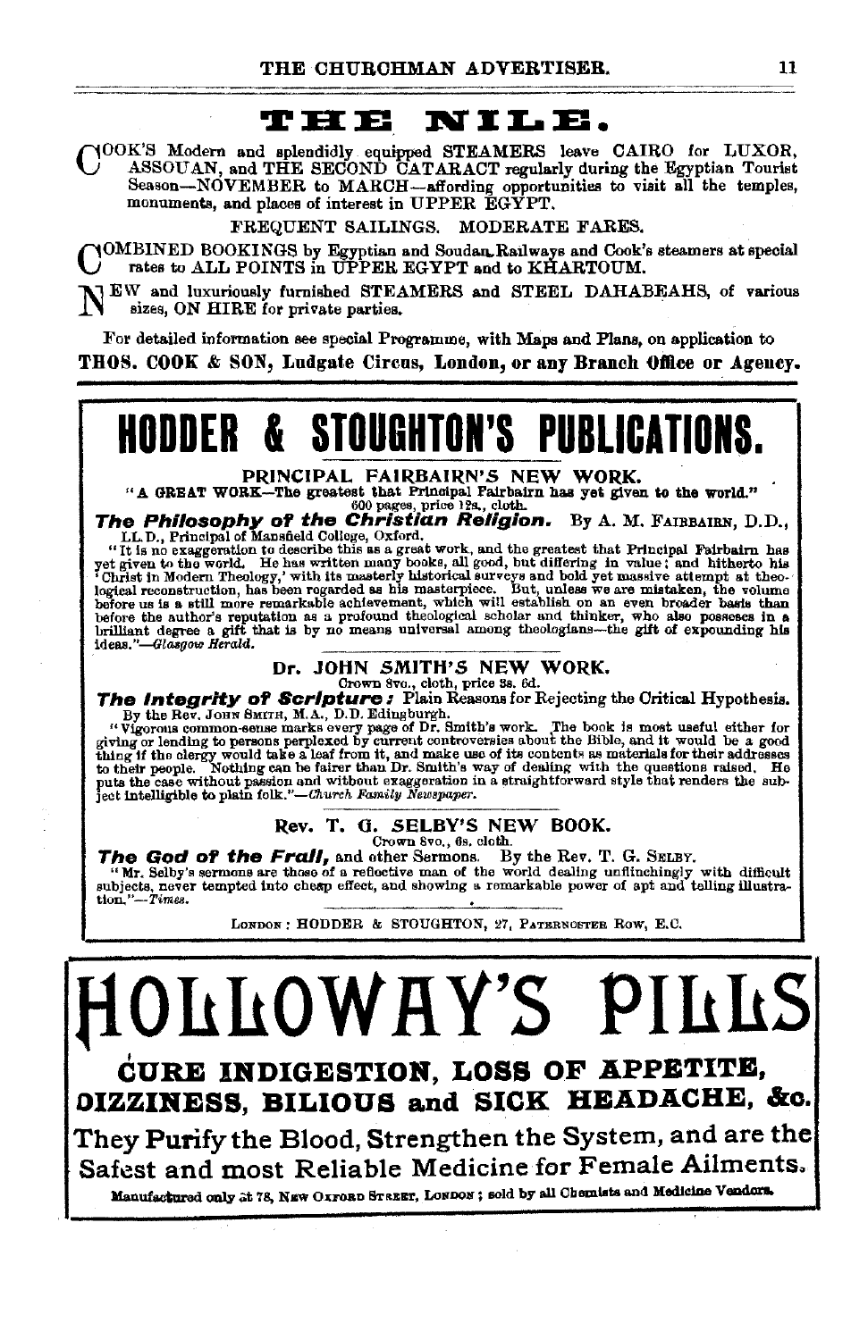# THE NILE.

COOK'S Modern and splendidly equipped STEAMERS leave CAIRO for LUXOR, ASSOUAN, and THE SECOND CATARACT regularly during the Egyptian Tourist Season—NOVEMBER to MARCH—affording opportunities to visit all the temples, monuments, and places of interest in UPPER EGYPT.

FREQUENT SAILINGS. MODERATE FARES.

COMBINED BOOKINGS by Egyptian and Soudan Railways and Cook's steamers at special rates to ALL POINTS in UPPER EGYPT and to KHARTOUM.

NEW and luxuriously furnished STEAMERS and STEEL DAHABEAHS, of various sizes, ON HIRE for private parties.

For detailed information see special Programme, with Maps and Plans, on application to

**THOS. COOK & SON, Ludgate Circus, London, or any Branch Office or Agency.**

---

# HODDER & STOUGHTON'S PUBLICATIONS.

## PRINCIPAL FAIRBAIRN'S NEW WORK.

"A GREAT WORK—The greatest that Principal Fairbairn has yet given to the world."
600 pages, price 12s., cloth.

***The Philosophy of the Christian Religion.*** By A. M. FAIRBAIRN, D.D., LL.D., Principal of Mansfield College, Oxford.

"It is no exaggeration to describe this as a great work, and the greatest that Principal Fairbairn has yet given to the world. He has written many books, all good, but differing in value; and hitherto his 'Christ in Modern Theology,' with its masterly historical surveys and bold yet massive attempt at theological reconstruction, has been regarded as his masterpiece. But, unless we are mistaken, the volume before us is a still more remarkable achievement, which will establish on an even broader basis than before the author's reputation as a profound theological scholar and thinker, who also possesses in a brilliant degree a gift that is by no means universal among theologians—the gift of expounding his ideas."—*Glasgow Herald.*

## Dr. JOHN SMITH'S NEW WORK.

Crown 8vo., cloth, price 3s. 6d.

***The Integrity of Scripture:*** Plain Reasons for Rejecting the Critical Hypothesis. By the Rev. JOHN SMITH, M.A., D.D. Edinburgh.

"Vigorous common-sense marks every page of Dr. Smith's work. The book is most useful either for giving or lending to persons perplexed by current controversies about the Bible, and it would be a good thing if the clergy would take a leaf from it, and make use of its contents as materials for their addresses to their people. Nothing can be fairer than Dr. Smith's way of dealing with the questions raised. He puts the case without passion and without exaggeration in a straightforward style that renders the subject intelligible to plain folk."—*Church Family Newspaper.*

## Rev. T. G. SELBY'S NEW BOOK.

Crown 8vo., 6s. cloth.

***The God of the Frail,*** and other Sermons. By the Rev. T. G. SELBY.

"Mr. Selby's sermons are those of a reflective man of the world dealing unflinchingly with difficult subjects, never tempted into cheap effect, and showing a remarkable power of apt and telling illustration."—*Times.*

LONDON: HODDER & STOUGHTON, 27, PATERNOSTER ROW, E.C.

---

# HOLLOWAY'S PILLS

## CURE INDIGESTION, LOSS OF APPETITE, DIZZINESS, BILIOUS and SICK HEADACHE, &c.

They Purify the Blood, Strengthen the System, and are the Safest and most Reliable Medicine for Female Ailments.

Manufactured only at 78, NEW OXFORD STREET, LONDON; sold by all Chemists and Medicine Vendors.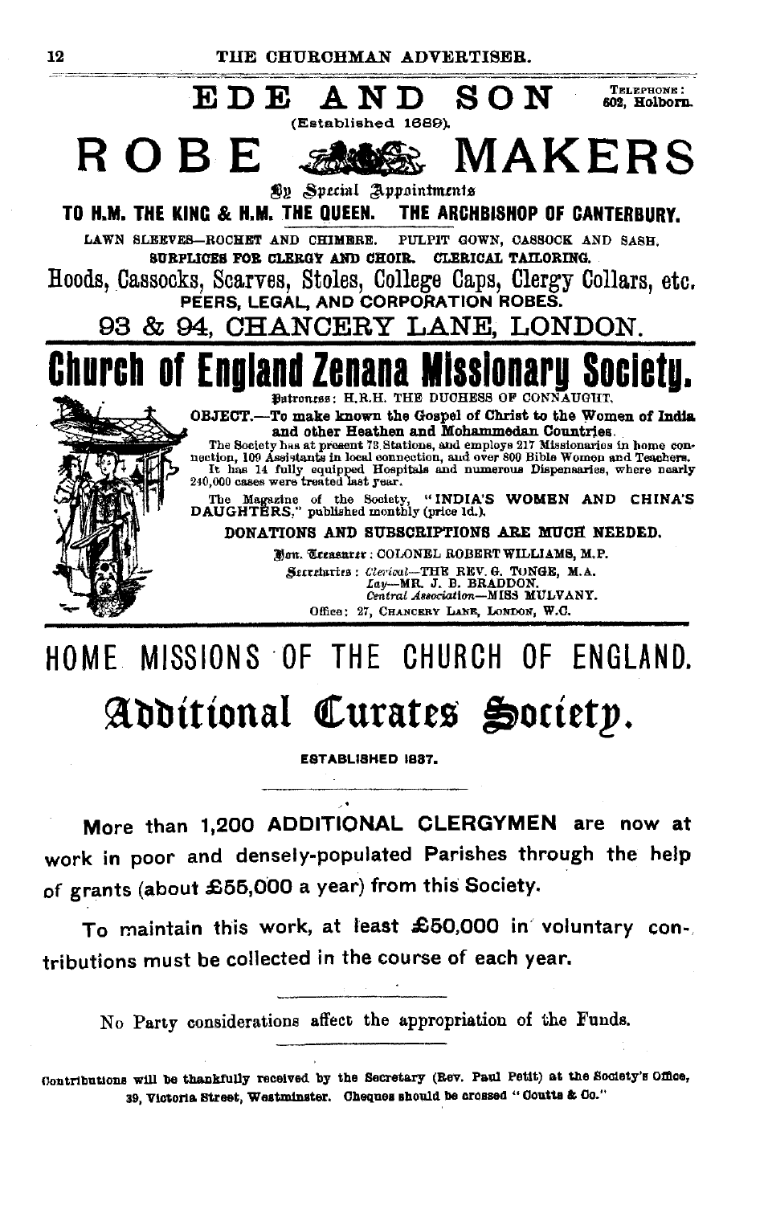# EDE AND SON

TELEPHONE: 602, Holborn.

(Established 1689).

# ROBE MAKERS

By Special Appointments

**TO H.M. THE KING & H.M. THE QUEEN. THE ARCHBISHOP OF CANTERBURY.**

LAWN SLEEVES—ROCHET AND CHIMERE. PULPIT GOWN, CASSOCK AND SASH.
SURPLICES FOR CLERGY AND CHOIR. CLERICAL TAILORING.

Hoods, Cassocks, Scarves, Stoles, College Caps, Clergy Collars, etc.
PEERS, LEGAL, AND CORPORATION ROBES.

## 93 & 94, CHANCERY LANE, LONDON.

# Church of England Zenana Missionary Society.

Patroness: H.R.H. THE DUCHESS OF CONNAUGHT.

**OBJECT.—To make known the Gospel of Christ to the Women of India and other Heathen and Mohammedan Countries.**

The Society has at present 73 Stations, and employs 217 Missionaries in home connection, 109 Assistants in local connection, and over 800 Bible Women and Teachers. It has 14 fully equipped Hospitals and numerous Dispensaries, where nearly 240,000 cases were treated last year.

The Magazine of the Society, "INDIA'S WOMEN AND CHINA'S DAUGHTERS," published monthly (price 1d.).

**DONATIONS AND SUBSCRIPTIONS ARE MUCH NEEDED.**

Hon. Treasurer: COLONEL ROBERT WILLIAMS, M.P.

Secretaries: *Clerical*—THE REV. G. TONGE, M.A.
*Lay*—MR. J. B. BRADDON.
*Central Association*—MISS MULVANY.

Office: 27, CHANCERY LANE, LONDON, W.C.

# HOME MISSIONS OF THE CHURCH OF ENGLAND.

# Additional Curates Society.

ESTABLISHED 1837.

More than 1,200 **ADDITIONAL CLERGYMEN** are now at work in poor and densely-populated Parishes through the help of grants (about £55,000 a year) from this Society.

To maintain this work, at least £50,000 in voluntary contributions must be collected in the course of each year.

No Party considerations affect the appropriation of the Funds.

**Contributions will be thankfully received by the Secretary (Rev. Paul Petit) at the Society's Office, 39, Victoria Street, Westminster. Cheques should be crossed "Coutts & Co."**